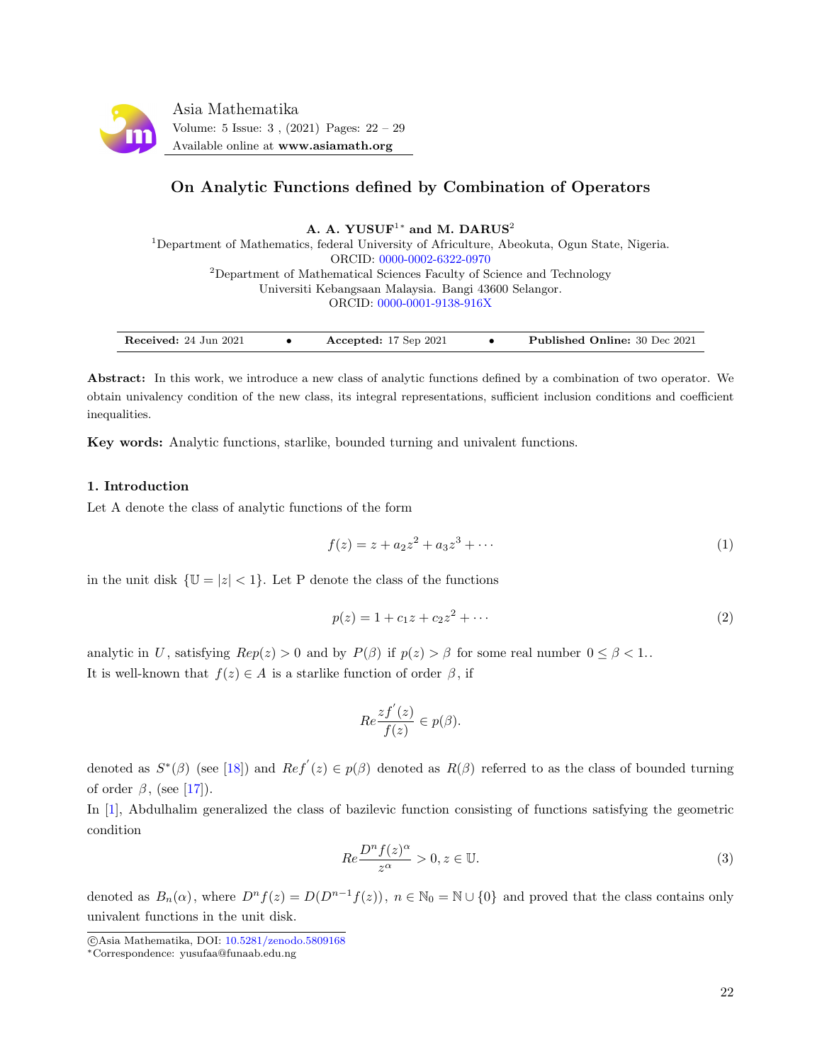# On Analytic Functions defined by Combination of Operators

**A. A. YUSUF[1*] and M. DARUS[2]**

[1]Department of Mathematics, federal University of Africulture, Abeokuta, Ogun State, Nigeria.
ORCID: 0000-0002-6322-0970

[2]Department of Mathematical Sciences Faculty of Science and Technology
Universiti Kebangsaan Malaysia. Bangi 43600 Selangor.
ORCID: 0000-0001-9138-916X

**Received:** 24 Jun 2021 • **Accepted:** 17 Sep 2021 • **Published Online:** 30 Dec 2021

**Abstract:** In this work, we introduce a new class of analytic functions defined by a combination of two operator. We obtain univalency condition of the new class, its integral representations, sufficient inclusion conditions and coefficient inequalities.

**Key words:** Analytic functions, starlike, bounded turning and univalent functions.

## 1. Introduction

Let A denote the class of analytic functions of the form

$$f(z) = z + a_2z^2 + a_3z^3 + \cdots \tag{1}$$

in the unit disk $\{\mathbb{U} = |z| < 1\}$. Let P denote the class of the functions

$$p(z) = 1 + c_1z + c_2z^2 + \cdots \tag{2}$$

analytic in $U$, satisfying $Rep(z) > 0$ and by $P(\beta)$ if $p(z) > \beta$ for some real number $0 \leq \beta < 1$..
It is well-known that $f(z) \in A$ is a starlike function of order $\beta$, if

$$Re\frac{zf'(z)}{f(z)} \in p(\beta).$$

denoted as $S^*(\beta)$ (see [18]) and $Ref'(z) \in p(\beta)$ denoted as $R(\beta)$ referred to as the class of bounded turning of order $\beta$, (see [17]).

In [1], Abdulhalim generalized the class of bazilevic function consisting of functions satisfying the geometric condition

$$Re\frac{D^nf(z)^\alpha}{z^\alpha} > 0, z \in \mathbb{U}. \tag{3}$$

denoted as $B_n(\alpha)$, where $D^nf(z) = D(D^{n-1}f(z))$, $n \in \mathbb{N}_0 = \mathbb{N} \cup \{0\}$ and proved that the class contains only univalent functions in the unit disk.

©Asia Mathematika, DOI: 10.5281/zenodo.5809168

*Correspondence: yusufaa@funaab.edu.ng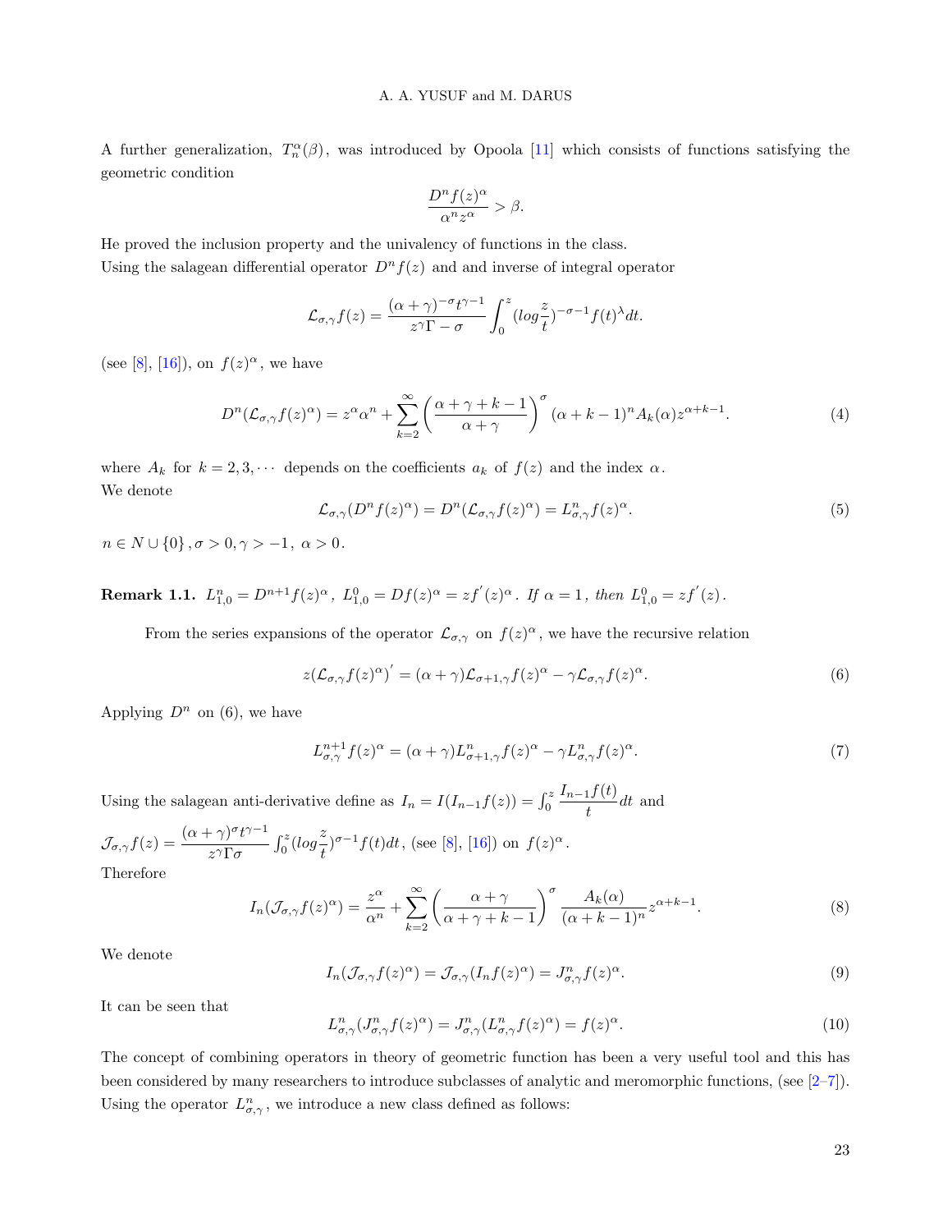A further generalization, $T_n^\alpha(\beta)$, was introduced by Opoola [11] which consists of functions satisfying the geometric condition

$$\frac{D^n f(z)^\alpha}{\alpha^n z^\alpha} > \beta.$$

He proved the inclusion property and the univalency of functions in the class.
Using the salagean differential operator $D^n f(z)$ and and inverse of integral operator

$$\mathcal{L}_{\sigma,\gamma} f(z) = \frac{(\alpha+\gamma)^{-\sigma} t^{\gamma-1}}{z^\gamma \Gamma - \sigma} \int_0^z (log\frac{z}{t})^{-\sigma-1} f(t)^\lambda dt.$$

(see [8], [16]), on $f(z)^\alpha$, we have

$$D^n(\mathcal{L}_{\sigma,\gamma} f(z)^\alpha) = z^\alpha \alpha^n + \sum_{k=2}^{\infty} \left(\frac{\alpha+\gamma+k-1}{\alpha+\gamma}\right)^\sigma (\alpha+k-1)^n A_k(\alpha) z^{\alpha+k-1}. \tag{4}$$

where $A_k$ for $k = 2, 3, \cdots$ depends on the coefficients $a_k$ of $f(z)$ and the index $\alpha$.
We denote

$$\mathcal{L}_{\sigma,\gamma}(D^n f(z)^\alpha) = D^n(\mathcal{L}_{\sigma,\gamma} f(z)^\alpha) = L^n_{\sigma,\gamma} f(z)^\alpha. \tag{5}$$

$n \in N \cup \{0\}, \sigma > 0, \gamma > -1, \ \alpha > 0$.

**Remark 1.1.** *$L^n_{1,0} = D^{n+1} f(z)^\alpha$, $L^0_{1,0} = Df(z)^\alpha = zf'(z)^\alpha$. If $\alpha = 1$, then $L^0_{1,0} = zf'(z)$.*

From the series expansions of the operator $\mathcal{L}_{\sigma,\gamma}$ on $f(z)^\alpha$, we have the recursive relation

$$z(\mathcal{L}_{\sigma,\gamma} f(z)^\alpha)' = (\alpha+\gamma)\mathcal{L}_{\sigma+1,\gamma} f(z)^\alpha - \gamma \mathcal{L}_{\sigma,\gamma} f(z)^\alpha. \tag{6}$$

Applying $D^n$ on (6), we have

$$L^{n+1}_{\sigma,\gamma} f(z)^\alpha = (\alpha+\gamma) L^n_{\sigma+1,\gamma} f(z)^\alpha - \gamma L^n_{\sigma,\gamma} f(z)^\alpha. \tag{7}$$

Using the salagean anti-derivative define as $I_n = I(I_{n-1} f(z)) = \int_0^z \frac{I_{n-1} f(t)}{t} dt$ and

$\mathcal{J}_{\sigma,\gamma} f(z) = \frac{(\alpha+\gamma)^\sigma t^{\gamma-1}}{z^\gamma \Gamma \sigma} \int_0^z (log\frac{z}{t})^{\sigma-1} f(t) dt$, (see [8], [16]) on $f(z)^\alpha$.
Therefore

$$I_n(\mathcal{J}_{\sigma,\gamma} f(z)^\alpha) = \frac{z^\alpha}{\alpha^n} + \sum_{k=2}^{\infty} \left(\frac{\alpha+\gamma}{\alpha+\gamma+k-1}\right)^\sigma \frac{A_k(\alpha)}{(\alpha+k-1)^n} z^{\alpha+k-1}. \tag{8}$$

We denote

$$I_n(\mathcal{J}_{\sigma,\gamma} f(z)^\alpha) = \mathcal{J}_{\sigma,\gamma}(I_n f(z)^\alpha) = J^n_{\sigma,\gamma} f(z)^\alpha. \tag{9}$$

It can be seen that

$$L^n_{\sigma,\gamma}(J^n_{\sigma,\gamma} f(z)^\alpha) = J^n_{\sigma,\gamma}(L^n_{\sigma,\gamma} f(z)^\alpha) = f(z)^\alpha. \tag{10}$$

The concept of combining operators in theory of geometric function has been a very useful tool and this has been considered by many researchers to introduce subclasses of analytic and meromorphic functions, (see [2–7]). Using the operator $L^n_{\sigma,\gamma}$, we introduce a new class defined as follows: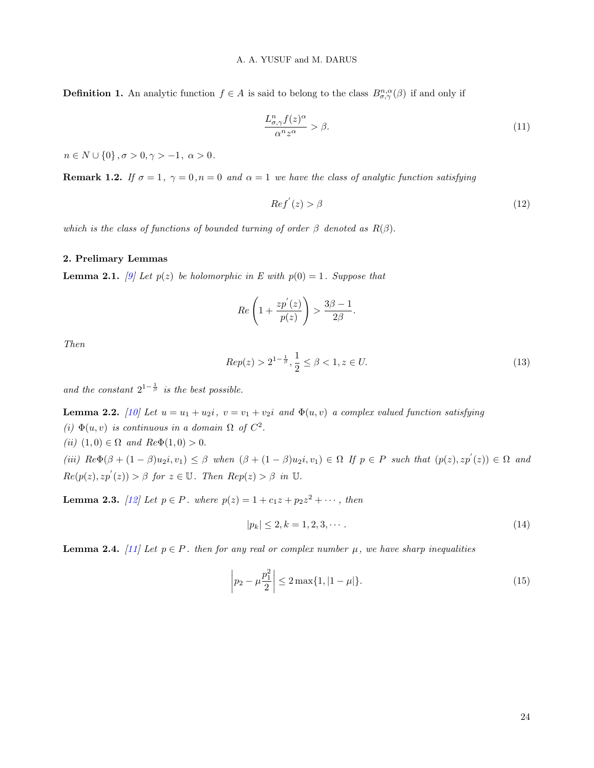**Definition 1.** An analytic function $f \in A$ is said to belong to the class $B^{n;\alpha}_{\sigma,\gamma}(\beta)$ if and only if

$$\frac{L^n_{\sigma,\gamma}f(z)^\alpha}{\alpha^n z^\alpha} > \beta. \tag{11}$$

$n \in N \cup \{0\}, \sigma > 0, \gamma > -1, \ \alpha > 0.$

**Remark 1.2.** *If $\sigma = 1, \ \gamma = 0, n = 0$ and $\alpha = 1$ we have the class of analytic function satisfying*

$$Ref^{'}(z) > \beta \tag{12}$$

*which is the class of functions of bounded turning of order $\beta$ denoted as $R(\beta)$.*

## 2. Prelimary Lemmas

**Lemma 2.1.** *[9] Let $p(z)$ be holomorphic in $E$ with $p(0) = 1$. Suppose that*

$$Re\left(1 + \frac{zp^{'}(z)}{p(z)}\right) > \frac{3\beta - 1}{2\beta}.$$

*Then*

$$Rep(z) > 2^{1-\frac{1}{\beta}}, \frac{1}{2} \leq \beta < 1, z \in U. \tag{13}$$

*and the constant $2^{1-\frac{1}{\beta}}$ is the best possible.*

**Lemma 2.2.** *[10] Let $u = u_1 + u_2 i$, $v = v_1 + v_2 i$ and $\Phi(u, v)$ a complex valued function satisfying*
*(i) $\Phi(u, v)$ is continuous in a domain $\Omega$ of $C^2$.*
*(ii) $(1, 0) \in \Omega$ and $Re\Phi(1, 0) > 0$.*
*(iii) $Re\Phi(\beta + (1-\beta)u_2 i, v_1) \leq \beta$ when $(\beta + (1-\beta)u_2 i, v_1) \in \Omega$ If $p \in P$ such that $(p(z), zp^{'}(z)) \in \Omega$ and $Re(p(z), zp^{'}(z)) > \beta$ for $z \in \mathbb{U}$. Then $Rep(z) > \beta$ in $\mathbb{U}$.*

**Lemma 2.3.** *[12] Let $p \in P$. where $p(z) = 1 + c_1 z + p_2 z^2 + \cdots$, then*

$$|p_k| \leq 2, k = 1, 2, 3, \cdots. \tag{14}$$

**Lemma 2.4.** *[11] Let $p \in P$. then for any real or complex number $\mu$, we have sharp inequalities*

$$\left|p_2 - \mu\frac{p_1^2}{2}\right| \leq 2\max\{1, |1-\mu|\}. \tag{15}$$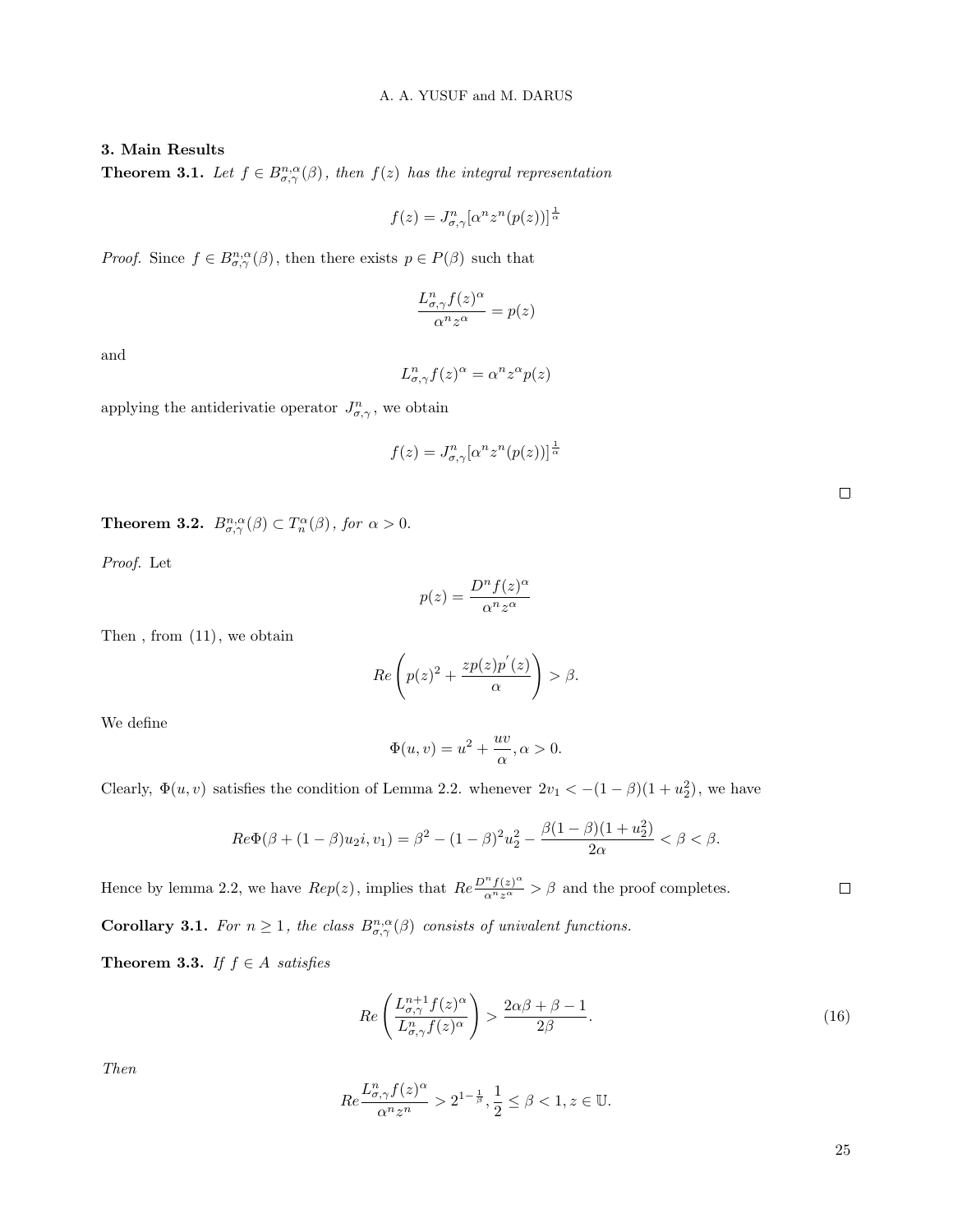## 3. Main Results

**Theorem 3.1.** *Let $f \in B^{n,\alpha}_{\sigma,\gamma}(\beta)$, then $f(z)$ has the integral representation*

$$f(z) = J^n_{\sigma,\gamma}[\alpha^n z^n (p(z))]^{\frac{1}{\alpha}}$$

*Proof.* Since $f \in B^{n,\alpha}_{\sigma,\gamma}(\beta)$, then there exists $p \in P(\beta)$ such that

$$\frac{L^n_{\sigma,\gamma} f(z)^\alpha}{\alpha^n z^\alpha} = p(z)$$

and

$$L^n_{\sigma,\gamma} f(z)^\alpha = \alpha^n z^\alpha p(z)$$

applying the antiderivatie operator $J^n_{\sigma,\gamma}$, we obtain

$$f(z) = J^n_{\sigma,\gamma}[\alpha^n z^n (p(z))]^{\frac{1}{\alpha}}$$

□

**Theorem 3.2.** $B^{n,\alpha}_{\sigma,\gamma}(\beta) \subset T^\alpha_n(\beta)$*, for $\alpha > 0$.*

*Proof.* Let

$$p(z) = \frac{D^n f(z)^\alpha}{\alpha^n z^\alpha}$$

Then , from (11), we obtain

$$Re\left(p(z)^2 + \frac{zp(z)p'(z)}{\alpha}\right) > \beta.$$

We define

$$\Phi(u,v) = u^2 + \frac{uv}{\alpha}, \alpha > 0.$$

Clearly, $\Phi(u,v)$ satisfies the condition of Lemma 2.2. whenever $2v_1 < -(1-\beta)(1+u_2^2)$, we have

$$Re\Phi(\beta + (1-\beta)u_2 i, v_1) = \beta^2 - (1-\beta)^2 u_2^2 - \frac{\beta(1-\beta)(1+u_2^2)}{2\alpha} < \beta < \beta.$$

Hence by lemma 2.2, we have $Rep(z)$, implies that $Re\frac{D^n f(z)^\alpha}{\alpha^n z^\alpha} > \beta$ and the proof completes. □

**Corollary 3.1.** *For $n \geq 1$, the class $B^{n,\alpha}_{\sigma,\gamma}(\beta)$ consists of univalent functions.*

**Theorem 3.3.** *If $f \in A$ satisfies*

$$Re\left(\frac{L^{n+1}_{\sigma,\gamma} f(z)^\alpha}{L^n_{\sigma,\gamma} f(z)^\alpha}\right) > \frac{2\alpha\beta + \beta - 1}{2\beta}. \tag{16}$$

*Then*

$$Re\frac{L^n_{\sigma,\gamma} f(z)^\alpha}{\alpha^n z^n} > 2^{1-\frac{1}{\beta}}, \frac{1}{2} \leq \beta < 1, z \in \mathbb{U}.$$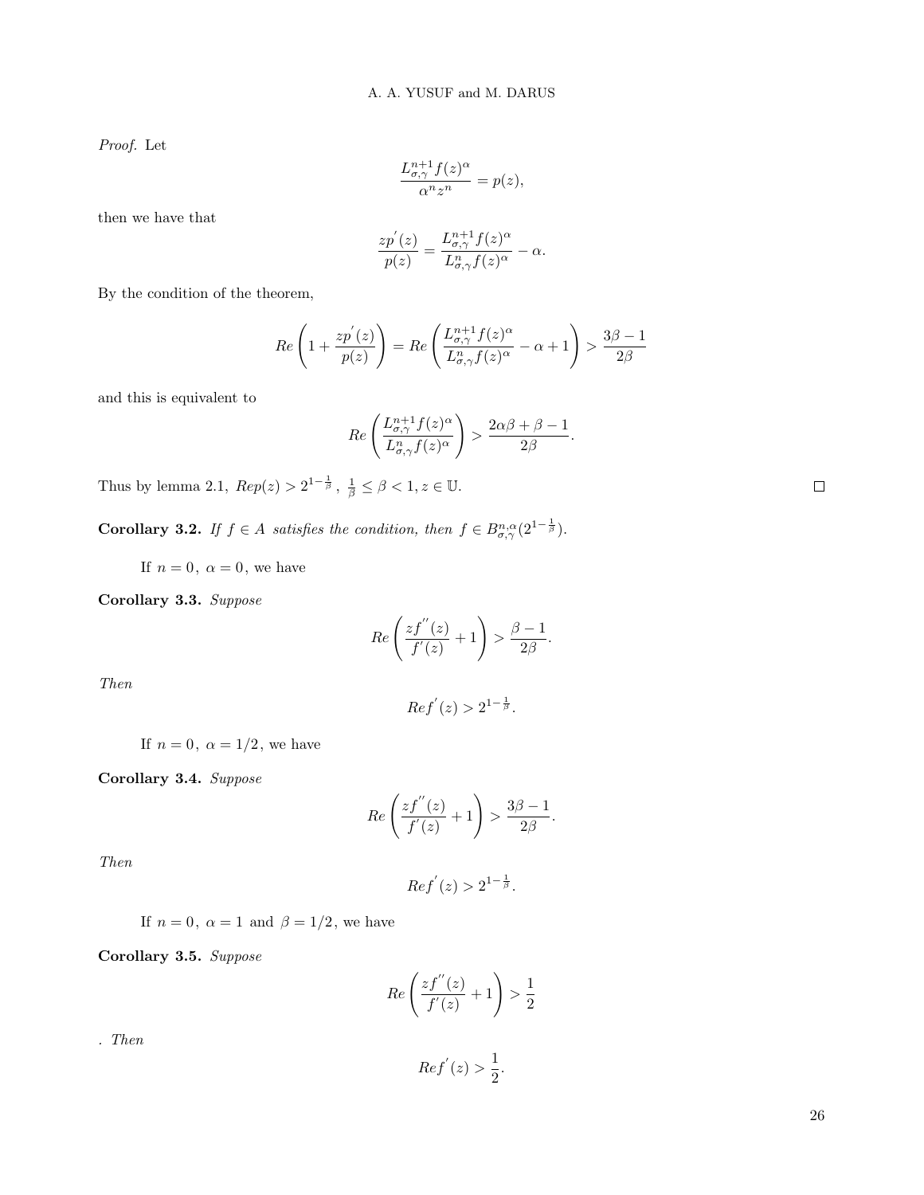*Proof.* Let

$$\frac{L_{\sigma,\gamma}^{n+1} f(z)^{\alpha}}{\alpha^n z^n} = p(z),$$

then we have that

$$\frac{zp^{'}(z)}{p(z)} = \frac{L_{\sigma,\gamma}^{n+1} f(z)^{\alpha}}{L_{\sigma,\gamma}^{n} f(z)^{\alpha}} - \alpha.$$

By the condition of the theorem,

$$Re\left(1 + \frac{zp^{'}(z)}{p(z)}\right) = Re\left(\frac{L_{\sigma,\gamma}^{n+1} f(z)^{\alpha}}{L_{\sigma,\gamma}^{n} f(z)^{\alpha}} - \alpha + 1\right) > \frac{3\beta - 1}{2\beta}$$

and this is equivalent to

$$Re\left(\frac{L_{\sigma,\gamma}^{n+1} f(z)^{\alpha}}{L_{\sigma,\gamma}^{n} f(z)^{\alpha}}\right) > \frac{2\alpha\beta + \beta - 1}{2\beta}.$$

Thus by lemma 2.1, $Rep(z) > 2^{1-\frac{1}{\beta}}$, $\frac{1}{\beta} \leq \beta < 1, z \in \mathbb{U}$. □

**Corollary 3.2.** *If $f \in A$ satisfies the condition, then $f \in B_{\sigma,\gamma}^{n,\alpha}(2^{1-\frac{1}{\beta}})$.*

If $n = 0,\ \alpha = 0$, we have

**Corollary 3.3.** *Suppose*

$$Re\left(\frac{zf^{''}(z)}{f^{'}(z)} + 1\right) > \frac{\beta - 1}{2\beta}.$$

*Then*

$$Ref^{'}(z) > 2^{1-\frac{1}{\beta}}.$$

If $n = 0,\ \alpha = 1/2$, we have

**Corollary 3.4.** *Suppose*

$$Re\left(\frac{zf^{''}(z)}{f^{'}(z)} + 1\right) > \frac{3\beta - 1}{2\beta}.$$

*Then*

$$Ref^{'}(z) > 2^{1-\frac{1}{\beta}}.$$

If $n = 0,\ \alpha = 1$ and $\beta = 1/2$, we have

**Corollary 3.5.** *Suppose*

$$Re\left(\frac{zf^{''}(z)}{f^{'}(z)} + 1\right) > \frac{1}{2}$$

*. Then*

$$Ref^{'}(z) > \frac{1}{2}.$$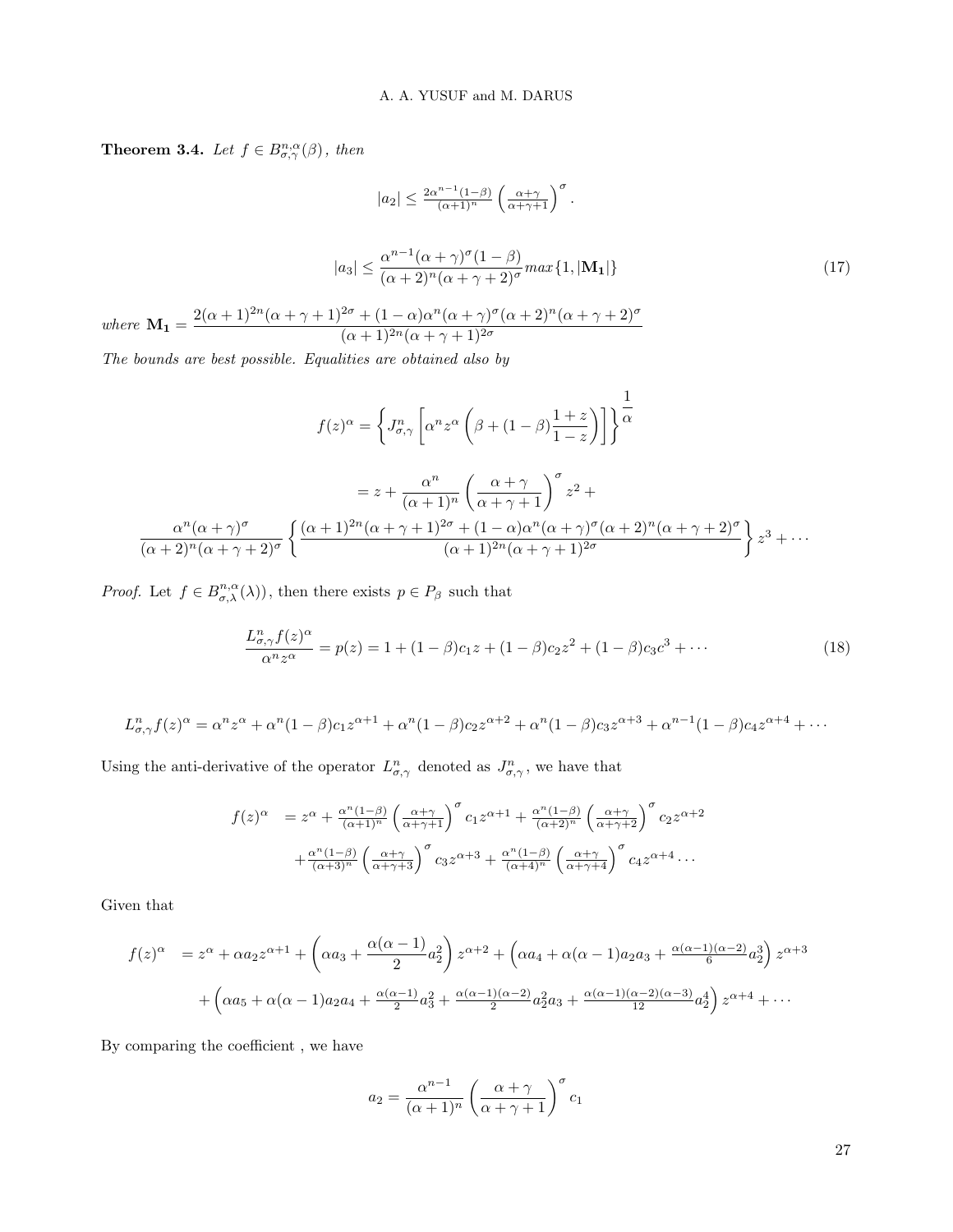**Theorem 3.4.** *Let $f \in B^{n,\alpha}_{\sigma,\gamma}(\beta)$, then*

$$|a_2| \leq \frac{2\alpha^{n-1}(1-\beta)}{(\alpha+1)^n}\left(\frac{\alpha+\gamma}{\alpha+\gamma+1}\right)^{\sigma}.$$

$$|a_3| \leq \frac{\alpha^{n-1}(\alpha+\gamma)^{\sigma}(1-\beta)}{(\alpha+2)^n(\alpha+\gamma+2)^{\sigma}} max\{1, |\mathbf{M_1}|\} \tag{17}$$

*where* $\mathbf{M_1} = \dfrac{2(\alpha+1)^{2n}(\alpha+\gamma+1)^{2\sigma} + (1-\alpha)\alpha^n(\alpha+\gamma)^{\sigma}(\alpha+2)^n(\alpha+\gamma+2)^{\sigma}}{(\alpha+1)^{2n}(\alpha+\gamma+1)^{2\sigma}}$

*The bounds are best possible. Equalities are obtained also by*

$$f(z)^{\alpha} = \left\{J^n_{\sigma,\gamma}\left[\alpha^n z^{\alpha}\left(\beta + (1-\beta)\frac{1+z}{1-z}\right)\right]\right\}^{\dfrac{1}{\alpha}}$$

$$= z + \frac{\alpha^n}{(\alpha+1)^n}\left(\frac{\alpha+\gamma}{\alpha+\gamma+1}\right)^{\sigma} z^2 +$$

$$\frac{\alpha^n(\alpha+\gamma)^{\sigma}}{(\alpha+2)^n(\alpha+\gamma+2)^{\sigma}}\left\{\frac{(\alpha+1)^{2n}(\alpha+\gamma+1)^{2\sigma} + (1-\alpha)\alpha^n(\alpha+\gamma)^{\sigma}(\alpha+2)^n(\alpha+\gamma+2)^{\sigma}}{(\alpha+1)^{2n}(\alpha+\gamma+1)^{2\sigma}}\right\} z^3 + \cdots$$

*Proof.* Let $f \in B^{n,\alpha}_{\sigma,\lambda}(\lambda))$, then there exists $p \in P_{\beta}$ such that

$$\frac{L^n_{\sigma,\gamma} f(z)^{\alpha}}{\alpha^n z^{\alpha}} = p(z) = 1 + (1-\beta)c_1 z + (1-\beta)c_2 z^2 + (1-\beta)c_3 c^3 + \cdots \tag{18}$$

$$L^n_{\sigma,\gamma} f(z)^{\alpha} = \alpha^n z^{\alpha} + \alpha^n(1-\beta)c_1 z^{\alpha+1} + \alpha^n(1-\beta)c_2 z^{\alpha+2} + \alpha^n(1-\beta)c_3 z^{\alpha+3} + \alpha^{n-1}(1-\beta)c_4 z^{\alpha+4} + \cdots$$

Using the anti-derivative of the operator $L^n_{\sigma,\gamma}$ denoted as $J^n_{\sigma,\gamma}$, we have that

$$\begin{aligned} f(z)^{\alpha} &= z^{\alpha} + \tfrac{\alpha^n(1-\beta)}{(\alpha+1)^n}\left(\tfrac{\alpha+\gamma}{\alpha+\gamma+1}\right)^{\sigma} c_1 z^{\alpha+1} + \tfrac{\alpha^n(1-\beta)}{(\alpha+2)^n}\left(\tfrac{\alpha+\gamma}{\alpha+\gamma+2}\right)^{\sigma} c_2 z^{\alpha+2} \\ &\quad + \tfrac{\alpha^n(1-\beta)}{(\alpha+3)^n}\left(\tfrac{\alpha+\gamma}{\alpha+\gamma+3}\right)^{\sigma} c_3 z^{\alpha+3} + \tfrac{\alpha^n(1-\beta)}{(\alpha+4)^n}\left(\tfrac{\alpha+\gamma}{\alpha+\gamma+4}\right)^{\sigma} c_4 z^{\alpha+4}\cdots \end{aligned}$$

Given that

$$\begin{aligned} f(z)^{\alpha} &= z^{\alpha} + \alpha a_2 z^{\alpha+1} + \left(\alpha a_3 + \frac{\alpha(\alpha-1)}{2}a_2^2\right) z^{\alpha+2} + \left(\alpha a_4 + \alpha(\alpha-1)a_2 a_3 + \tfrac{\alpha(\alpha-1)(\alpha-2)}{6}a_2^3\right) z^{\alpha+3} \\ &\quad + \left(\alpha a_5 + \alpha(\alpha-1)a_2 a_4 + \tfrac{\alpha(\alpha-1)}{2}a_3^2 + \tfrac{\alpha(\alpha-1)(\alpha-2)}{2}a_2^2 a_3 + \tfrac{\alpha(\alpha-1)(\alpha-2)(\alpha-3)}{12}a_2^4\right) z^{\alpha+4} + \cdots \end{aligned}$$

By comparing the coefficient , we have

$$a_2 = \frac{\alpha^{n-1}}{(\alpha+1)^n}\left(\frac{\alpha+\gamma}{\alpha+\gamma+1}\right)^{\sigma} c_1$$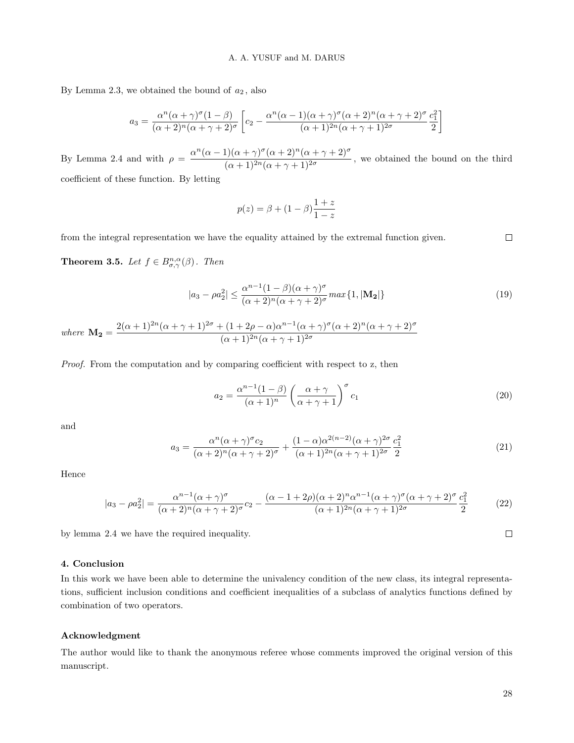By Lemma 2.3, we obtained the bound of $a_2$, also

$$a_3 = \frac{\alpha^n(\alpha+\gamma)^\sigma(1-\beta)}{(\alpha+2)^n(\alpha+\gamma+2)^\sigma}\left[c_2 - \frac{\alpha^n(\alpha-1)(\alpha+\gamma)^\sigma(\alpha+2)^n(\alpha+\gamma+2)^\sigma}{(\alpha+1)^{2n}(\alpha+\gamma+1)^{2\sigma}}\frac{c_1^2}{2}\right]$$

By Lemma 2.4 and with $\rho = \dfrac{\alpha^n(\alpha-1)(\alpha+\gamma)^\sigma(\alpha+2)^n(\alpha+\gamma+2)^\sigma}{(\alpha+1)^{2n}(\alpha+\gamma+1)^{2\sigma}}$, we obtained the bound on the third coefficient of these function. By letting

$$p(z) = \beta + (1-\beta)\frac{1+z}{1-z}$$

from the integral representation we have the equality attained by the extremal function given. □

**Theorem 3.5.** *Let $f \in B^{n,\alpha}_{\sigma,\gamma}(\beta)$. Then*

$$|a_3 - \rho a_2^2| \leq \frac{\alpha^{n-1}(1-\beta)(\alpha+\gamma)^\sigma}{(\alpha+2)^n(\alpha+\gamma+2)^\sigma} max\{1, |\mathbf{M_2}|\} \tag{19}$$

*where* $\mathbf{M_2} = \dfrac{2(\alpha+1)^{2n}(\alpha+\gamma+1)^{2\sigma} + (1+2\rho-\alpha)\alpha^{n-1}(\alpha+\gamma)^\sigma(\alpha+2)^n(\alpha+\gamma+2)^\sigma}{(\alpha+1)^{2n}(\alpha+\gamma+1)^{2\sigma}}$

*Proof.* From the computation and by comparing coefficient with respect to z, then

$$a_2 = \frac{\alpha^{n-1}(1-\beta)}{(\alpha+1)^n}\left(\frac{\alpha+\gamma}{\alpha+\gamma+1}\right)^\sigma c_1 \tag{20}$$

and

$$a_3 = \frac{\alpha^n(\alpha+\gamma)^\sigma c_2}{(\alpha+2)^n(\alpha+\gamma+2)^\sigma} + \frac{(1-\alpha)\alpha^{2(n-2)}(\alpha+\gamma)^{2\sigma}}{(\alpha+1)^{2n}(\alpha+\gamma+1)^{2\sigma}}\frac{c_1^2}{2} \tag{21}$$

Hence

$$|a_3 - \rho a_2^2| = \frac{\alpha^{n-1}(\alpha+\gamma)^\sigma}{(\alpha+2)^n(\alpha+\gamma+2)^\sigma}c_2 - \frac{(\alpha-1+2\rho)(\alpha+2)^n\alpha^{n-1}(\alpha+\gamma)^\sigma(\alpha+\gamma+2)^\sigma}{(\alpha+1)^{2n}(\alpha+\gamma+1)^{2\sigma}}\frac{c_1^2}{2} \tag{22}$$

by lemma 2.4 we have the required inequality. □

### 4. Conclusion

In this work we have been able to determine the univalency condition of the new class, its integral representations, sufficient inclusion conditions and coefficient inequalities of a subclass of analytics functions defined by combination of two operators.

### Acknowledgment

The author would like to thank the anonymous referee whose comments improved the original version of this manuscript.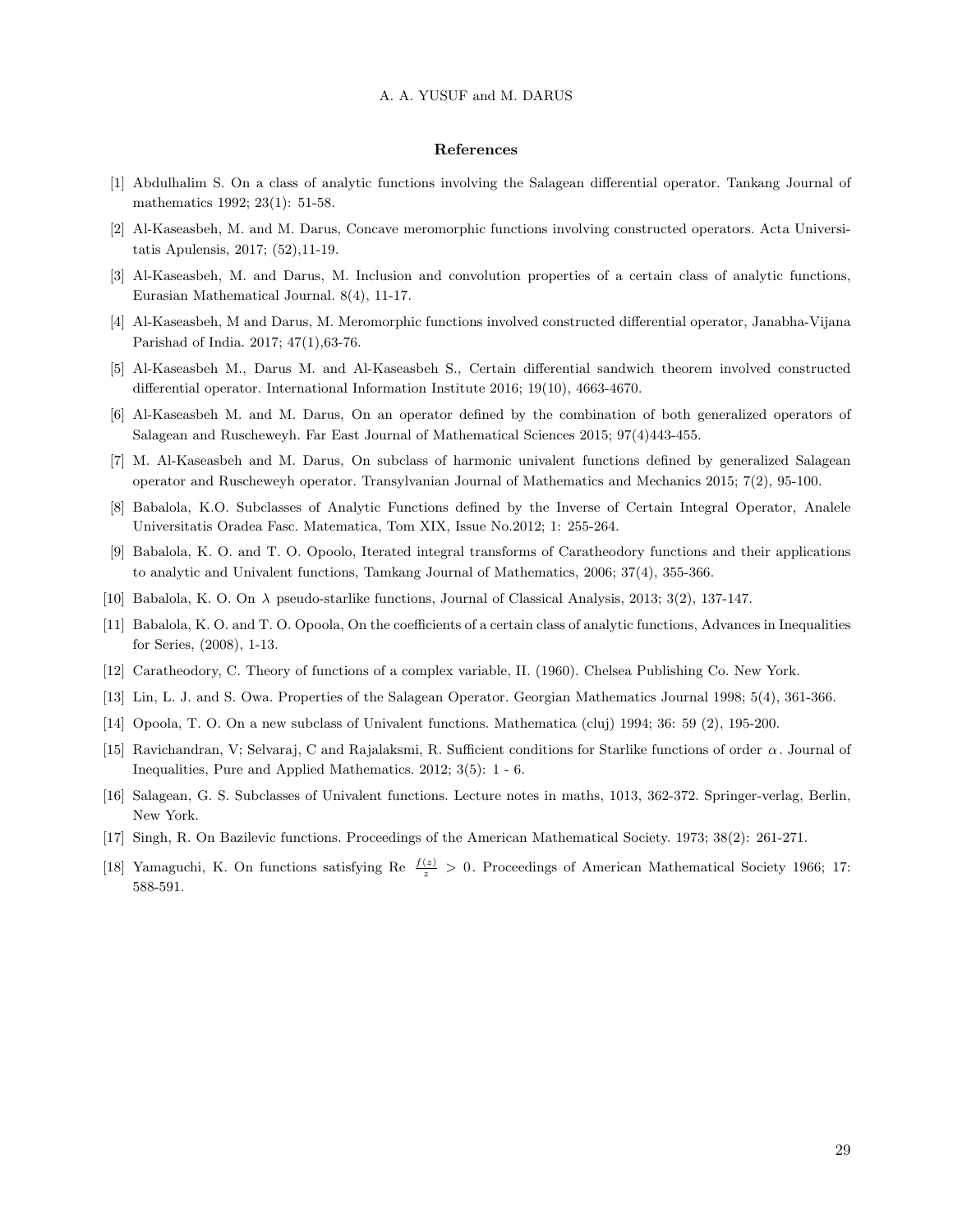## References

[1] Abdulhalim S. On a class of analytic functions involving the Salagean differential operator. Tankang Journal of mathematics 1992; 23(1): 51-58.

[2] Al-Kaseasbeh, M. and M. Darus, Concave meromorphic functions involving constructed operators. Acta Universitatis Apulensis, 2017; (52),11-19.

[3] Al-Kaseasbeh, M. and Darus, M. Inclusion and convolution properties of a certain class of analytic functions, Eurasian Mathematical Journal. 8(4), 11-17.

[4] Al-Kaseasbeh, M and Darus, M. Meromorphic functions involved constructed differential operator, Janabha-Vijana Parishad of India. 2017; 47(1),63-76.

[5] Al-Kaseasbeh M., Darus M. and Al-Kaseasbeh S., Certain differential sandwich theorem involved constructed differential operator. International Information Institute 2016; 19(10), 4663-4670.

[6] Al-Kaseasbeh M. and M. Darus, On an operator defined by the combination of both generalized operators of Salagean and Ruscheweyh. Far East Journal of Mathematical Sciences 2015; 97(4)443-455.

[7] M. Al-Kaseasbeh and M. Darus, On subclass of harmonic univalent functions defined by generalized Salagean operator and Ruscheweyh operator. Transylvanian Journal of Mathematics and Mechanics 2015; 7(2), 95-100.

[8] Babalola, K.O. Subclasses of Analytic Functions defined by the Inverse of Certain Integral Operator, Analele Universitatis Oradea Fasc. Matematica, Tom XIX, Issue No.2012; 1: 255-264.

[9] Babalola, K. O. and T. O. Opoolo, Iterated integral transforms of Caratheodory functions and their applications to analytic and Univalent functions, Tamkang Journal of Mathematics, 2006; 37(4), 355-366.

[10] Babalola, K. O. On $\lambda$ pseudo-starlike functions, Journal of Classical Analysis, 2013; 3(2), 137-147.

[11] Babalola, K. O. and T. O. Opoola, On the coefficients of a certain class of analytic functions, Advances in Inequalities for Series, (2008), 1-13.

[12] Caratheodory, C. Theory of functions of a complex variable, II. (1960). Chelsea Publishing Co. New York.

[13] Lin, L. J. and S. Owa. Properties of the Salagean Operator. Georgian Mathematics Journal 1998; 5(4), 361-366.

[14] Opoola, T. O. On a new subclass of Univalent functions. Mathematica (cluj) 1994; 36: 59 (2), 195-200.

[15] Ravichandran, V; Selvaraj, C and Rajalaksmi, R. Sufficient conditions for Starlike functions of order $\alpha$. Journal of Inequalities, Pure and Applied Mathematics. 2012; 3(5): 1 - 6.

[16] Salagean, G. S. Subclasses of Univalent functions. Lecture notes in maths, 1013, 362-372. Springer-verlag, Berlin, New York.

[17] Singh, R. On Bazilevic functions. Proceedings of the American Mathematical Society. 1973; 38(2): 261-271.

[18] Yamaguchi, K. On functions satisfying Re $\frac{f(z)}{z} > 0$. Proceedings of American Mathematical Society 1966; 17: 588-591.